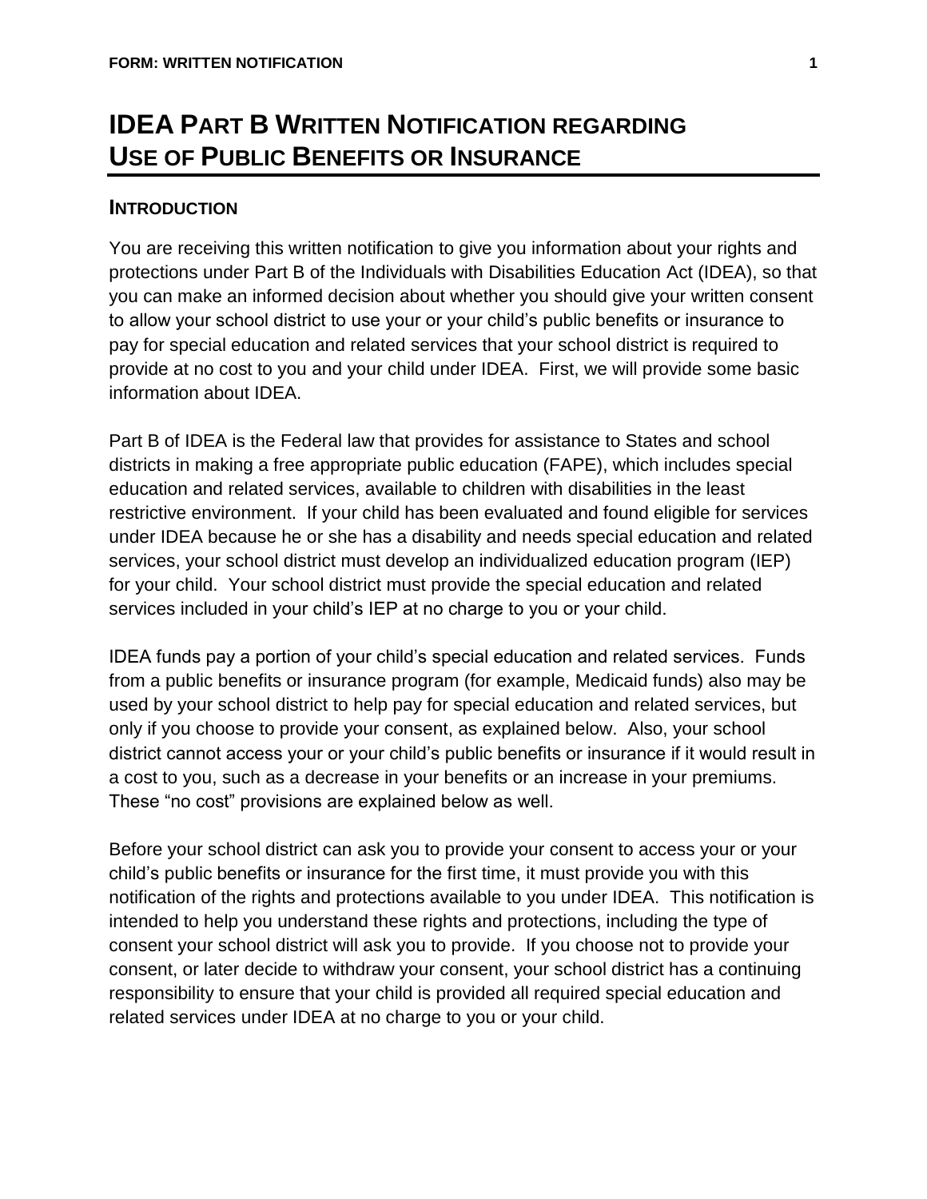# IDEA Part B Written Notification regarding Use of Public Benefits or Insurance

## Introduction

You are receiving this written notification to give you information about your rights and protections under Part B of the Individuals with Disabilities Education Act (IDEA), so that you can make an informed decision about whether you should give your written consent to allow your school district to use your or your child's public benefits or insurance to pay for special education and related services that your school district is required to provide at no cost to you and your child under IDEA. First, we will provide some basic information about IDEA.

Part B of IDEA is the Federal law that provides for assistance to States and school districts in making a free appropriate public education (FAPE), which includes special education and related services, available to children with disabilities in the least restrictive environment. If your child has been evaluated and found eligible for services under IDEA because he or she has a disability and needs special education and related services, your school district must develop an individualized education program (IEP) for your child. Your school district must provide the special education and related services included in your child's IEP at no charge to you or your child.

IDEA funds pay a portion of your child's special education and related services. Funds from a public benefits or insurance program (for example, Medicaid funds) also may be used by your school district to help pay for special education and related services, but only if you choose to provide your consent, as explained below. Also, your school district cannot access your or your child's public benefits or insurance if it would result in a cost to you, such as a decrease in your benefits or an increase in your premiums. These "no cost" provisions are explained below as well.

Before your school district can ask you to provide your consent to access your or your child's public benefits or insurance for the first time, it must provide you with this notification of the rights and protections available to you under IDEA. This notification is intended to help you understand these rights and protections, including the type of consent your school district will ask you to provide. If you choose not to provide your consent, or later decide to withdraw your consent, your school district has a continuing responsibility to ensure that your child is provided all required special education and related services under IDEA at no charge to you or your child.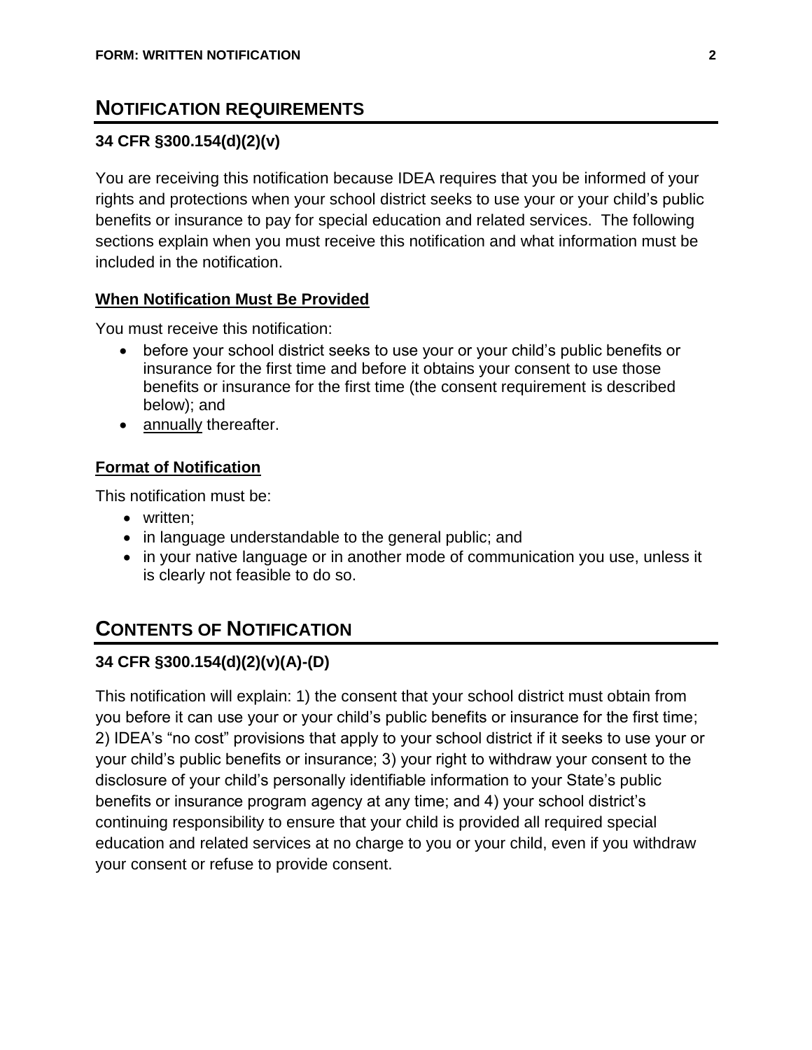## NOTIFICATION REQUIREMENTS

### 34 CFR §300.154(d)(2)(v)

You are receiving this notification because IDEA requires that you be informed of your rights and protections when your school district seeks to use your or your child's public benefits or insurance to pay for special education and related services. The following sections explain when you must receive this notification and what information must be included in the notification.

#### When Notification Must Be Provided

You must receive this notification:

- before your school district seeks to use your or your child's public benefits or insurance for the first time and before it obtains your consent to use those benefits or insurance for the first time (the consent requirement is described below); and
- annually thereafter.

#### Format of Notification

This notification must be:

- written;
- in language understandable to the general public; and
- in your native language or in another mode of communication you use, unless it is clearly not feasible to do so.

## CONTENTS OF NOTIFICATION

### 34 CFR §300.154(d)(2)(v)(A)-(D)

This notification will explain: 1) the consent that your school district must obtain from you before it can use your or your child's public benefits or insurance for the first time; 2) IDEA's "no cost" provisions that apply to your school district if it seeks to use your or your child's public benefits or insurance; 3) your right to withdraw your consent to the disclosure of your child's personally identifiable information to your State's public benefits or insurance program agency at any time; and 4) your school district's continuing responsibility to ensure that your child is provided all required special education and related services at no charge to you or your child, even if you withdraw your consent or refuse to provide consent.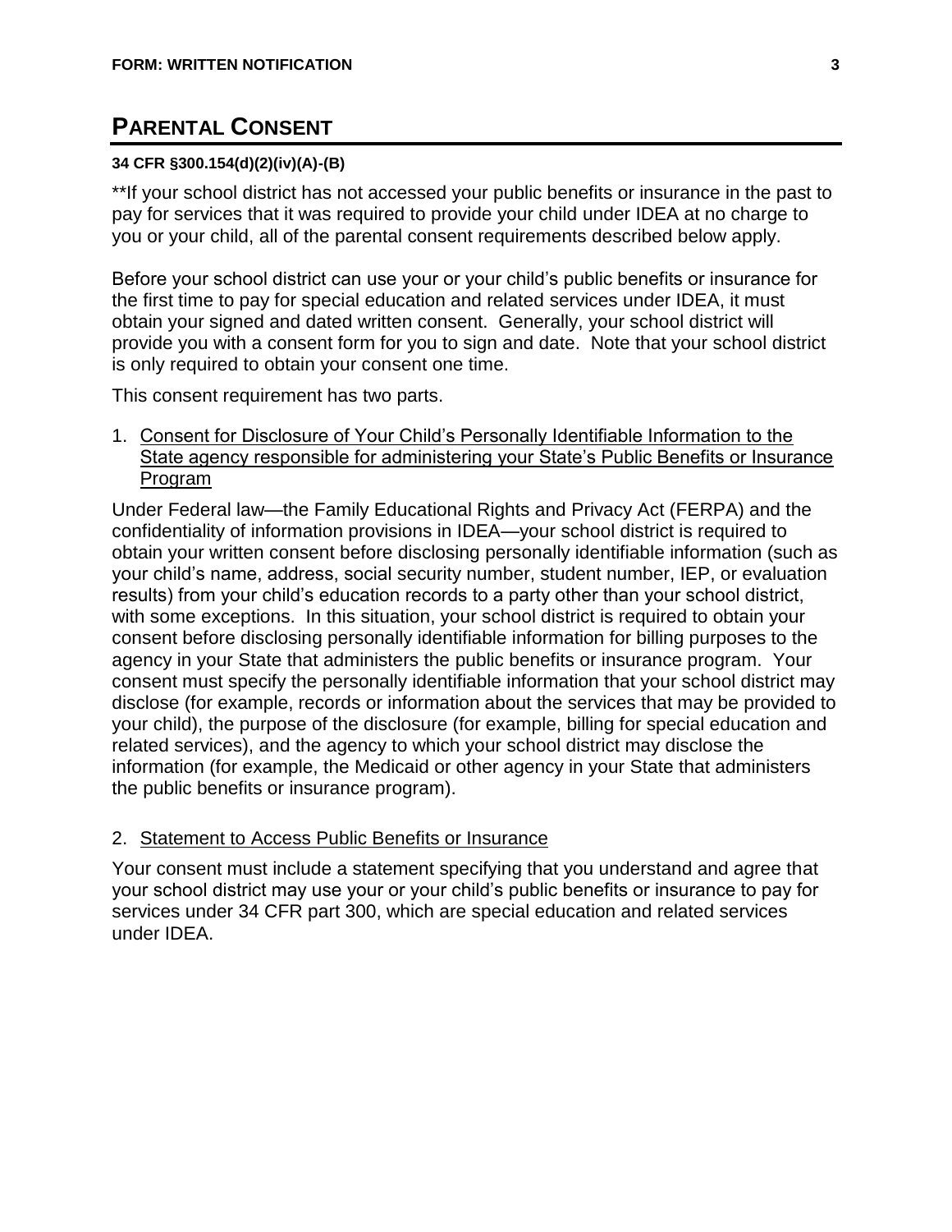## PARENTAL CONSENT

**34 CFR §300.154(d)(2)(iv)(A)-(B)**

**If your school district has not accessed your public benefits or insurance in the past to pay for services that it was required to provide your child under IDEA at no charge to you or your child, all of the parental consent requirements described below apply.

Before your school district can use your or your child's public benefits or insurance for the first time to pay for special education and related services under IDEA, it must obtain your signed and dated written consent. Generally, your school district will provide you with a consent form for you to sign and date. Note that your school district is only required to obtain your consent one time.

This consent requirement has two parts.

1. Consent for Disclosure of Your Child's Personally Identifiable Information to the State agency responsible for administering your State's Public Benefits or Insurance Program

Under Federal law—the Family Educational Rights and Privacy Act (FERPA) and the confidentiality of information provisions in IDEA—your school district is required to obtain your written consent before disclosing personally identifiable information (such as your child's name, address, social security number, student number, IEP, or evaluation results) from your child's education records to a party other than your school district, with some exceptions. In this situation, your school district is required to obtain your consent before disclosing personally identifiable information for billing purposes to the agency in your State that administers the public benefits or insurance program. Your consent must specify the personally identifiable information that your school district may disclose (for example, records or information about the services that may be provided to your child), the purpose of the disclosure (for example, billing for special education and related services), and the agency to which your school district may disclose the information (for example, the Medicaid or other agency in your State that administers the public benefits or insurance program).

2. Statement to Access Public Benefits or Insurance

Your consent must include a statement specifying that you understand and agree that your school district may use your or your child's public benefits or insurance to pay for services under 34 CFR part 300, which are special education and related services under IDEA.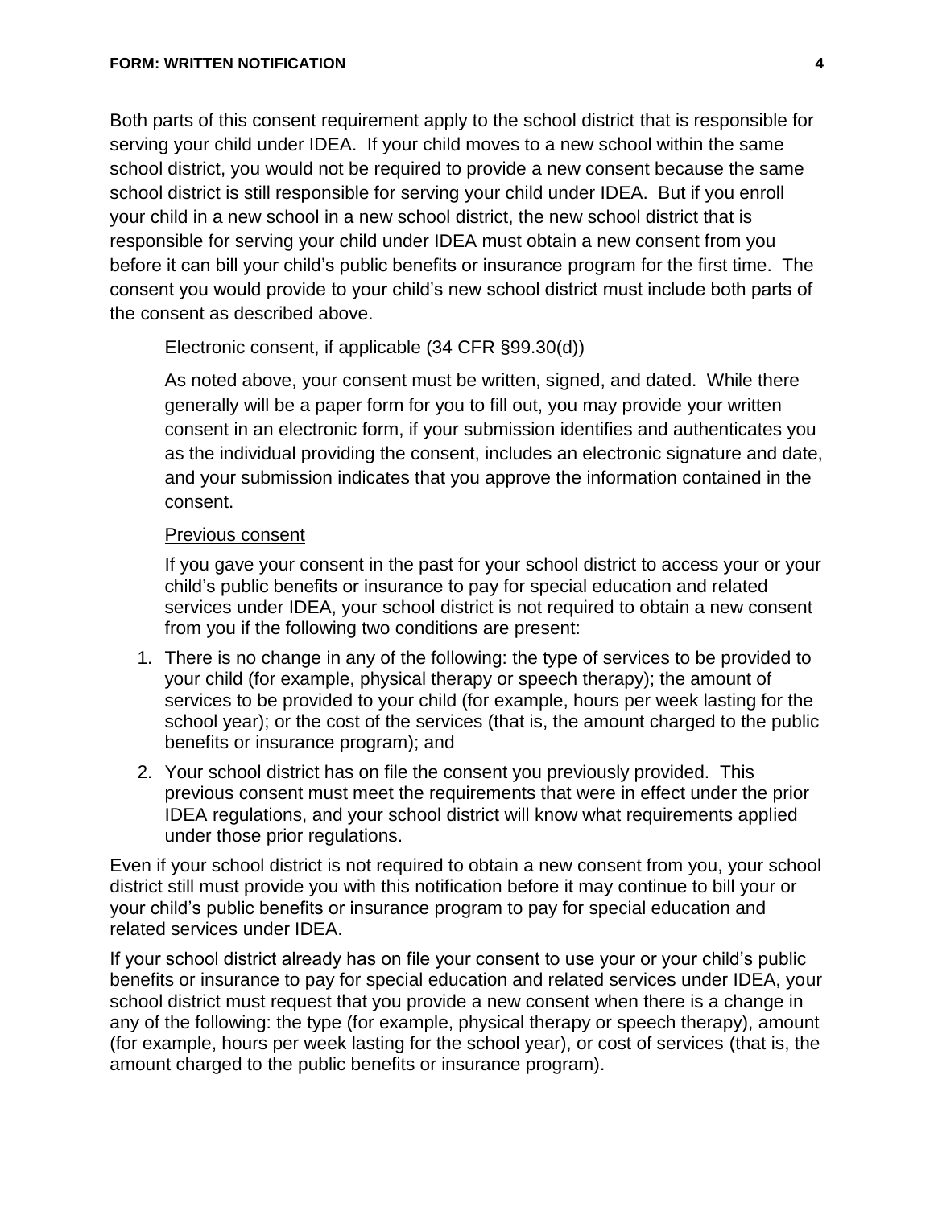Both parts of this consent requirement apply to the school district that is responsible for serving your child under IDEA. If your child moves to a new school within the same school district, you would not be required to provide a new consent because the same school district is still responsible for serving your child under IDEA. But if you enroll your child in a new school in a new school district, the new school district that is responsible for serving your child under IDEA must obtain a new consent from you before it can bill your child's public benefits or insurance program for the first time. The consent you would provide to your child's new school district must include both parts of the consent as described above.

Electronic consent, if applicable (34 CFR §99.30(d))

As noted above, your consent must be written, signed, and dated. While there generally will be a paper form for you to fill out, you may provide your written consent in an electronic form, if your submission identifies and authenticates you as the individual providing the consent, includes an electronic signature and date, and your submission indicates that you approve the information contained in the consent.

Previous consent

If you gave your consent in the past for your school district to access your or your child's public benefits or insurance to pay for special education and related services under IDEA, your school district is not required to obtain a new consent from you if the following two conditions are present:

1. There is no change in any of the following: the type of services to be provided to your child (for example, physical therapy or speech therapy); the amount of services to be provided to your child (for example, hours per week lasting for the school year); or the cost of the services (that is, the amount charged to the public benefits or insurance program); and
2. Your school district has on file the consent you previously provided. This previous consent must meet the requirements that were in effect under the prior IDEA regulations, and your school district will know what requirements applied under those prior regulations.

Even if your school district is not required to obtain a new consent from you, your school district still must provide you with this notification before it may continue to bill your or your child's public benefits or insurance program to pay for special education and related services under IDEA.

If your school district already has on file your consent to use your or your child's public benefits or insurance to pay for special education and related services under IDEA, your school district must request that you provide a new consent when there is a change in any of the following: the type (for example, physical therapy or speech therapy), amount (for example, hours per week lasting for the school year), or cost of services (that is, the amount charged to the public benefits or insurance program).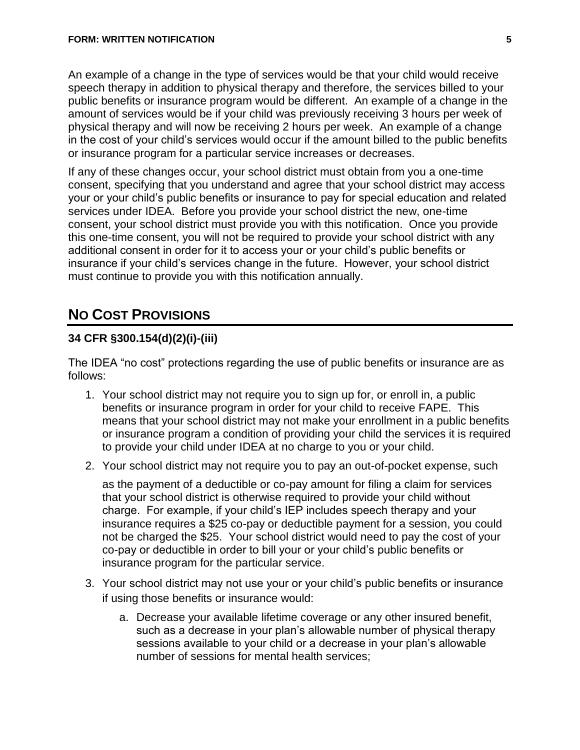An example of a change in the type of services would be that your child would receive speech therapy in addition to physical therapy and therefore, the services billed to your public benefits or insurance program would be different. An example of a change in the amount of services would be if your child was previously receiving 3 hours per week of physical therapy and will now be receiving 2 hours per week. An example of a change in the cost of your child's services would occur if the amount billed to the public benefits or insurance program for a particular service increases or decreases.

If any of these changes occur, your school district must obtain from you a one-time consent, specifying that you understand and agree that your school district may access your or your child's public benefits or insurance to pay for special education and related services under IDEA. Before you provide your school district the new, one-time consent, your school district must provide you with this notification. Once you provide this one-time consent, you will not be required to provide your school district with any additional consent in order for it to access your or your child's public benefits or insurance if your child's services change in the future. However, your school district must continue to provide you with this notification annually.

## NO COST PROVISIONS

**34 CFR §300.154(d)(2)(i)-(iii)**

The IDEA "no cost" protections regarding the use of public benefits or insurance are as follows:

1. Your school district may not require you to sign up for, or enroll in, a public benefits or insurance program in order for your child to receive FAPE. This means that your school district may not make your enrollment in a public benefits or insurance program a condition of providing your child the services it is required to provide your child under IDEA at no charge to you or your child.
2. Your school district may not require you to pay an out-of-pocket expense, such as the payment of a deductible or co-pay amount for filing a claim for services that your school district is otherwise required to provide your child without charge. For example, if your child's IEP includes speech therapy and your insurance requires a $25 co-pay or deductible payment for a session, you could not be charged the $25. Your school district would need to pay the cost of your co-pay or deductible in order to bill your or your child's public benefits or insurance program for the particular service.
3. Your school district may not use your or your child's public benefits or insurance if using those benefits or insurance would:
    a. Decrease your available lifetime coverage or any other insured benefit, such as a decrease in your plan's allowable number of physical therapy sessions available to your child or a decrease in your plan's allowable number of sessions for mental health services;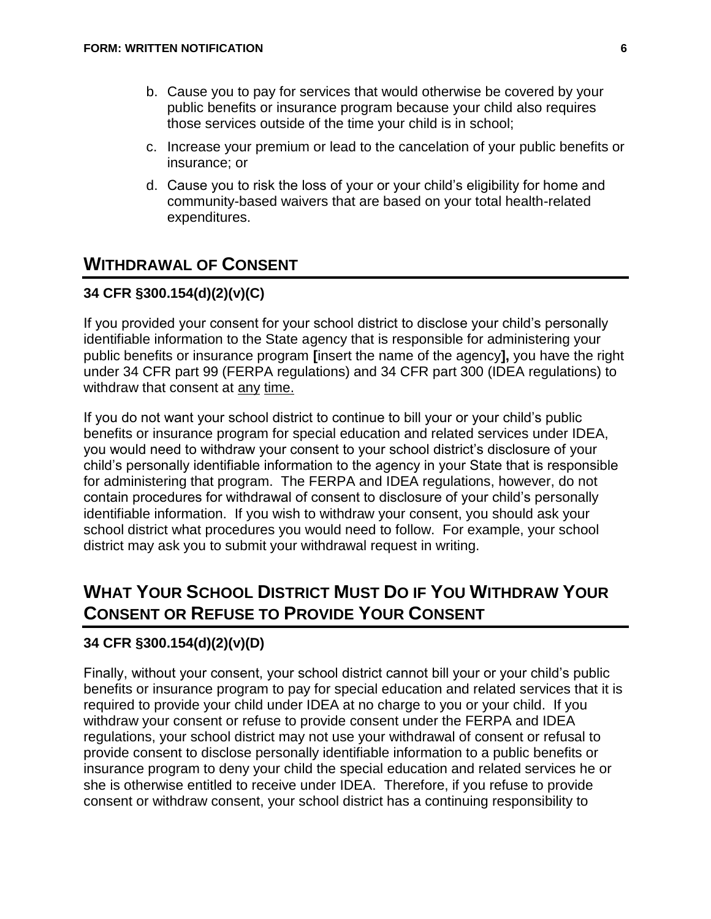b. Cause you to pay for services that would otherwise be covered by your public benefits or insurance program because your child also requires those services outside of the time your child is in school;

c. Increase your premium or lead to the cancelation of your public benefits or insurance; or

d. Cause you to risk the loss of your or your child's eligibility for home and community-based waivers that are based on your total health-related expenditures.

## WITHDRAWAL OF CONSENT

**34 CFR §300.154(d)(2)(v)(C)**

If you provided your consent for your school district to disclose your child's personally identifiable information to the State agency that is responsible for administering your public benefits or insurance program **[**insert the name of the agency**],** you have the right under 34 CFR part 99 (FERPA regulations) and 34 CFR part 300 (IDEA regulations) to withdraw that consent at <u>any</u> <u>time.</u>

If you do not want your school district to continue to bill your or your child's public benefits or insurance program for special education and related services under IDEA, you would need to withdraw your consent to your school district's disclosure of your child's personally identifiable information to the agency in your State that is responsible for administering that program. The FERPA and IDEA regulations, however, do not contain procedures for withdrawal of consent to disclosure of your child's personally identifiable information. If you wish to withdraw your consent, you should ask your school district what procedures you would need to follow. For example, your school district may ask you to submit your withdrawal request in writing.

## WHAT YOUR SCHOOL DISTRICT MUST DO IF YOU WITHDRAW YOUR CONSENT OR REFUSE TO PROVIDE YOUR CONSENT

**34 CFR §300.154(d)(2)(v)(D)**

Finally, without your consent, your school district cannot bill your or your child's public benefits or insurance program to pay for special education and related services that it is required to provide your child under IDEA at no charge to you or your child. If you withdraw your consent or refuse to provide consent under the FERPA and IDEA regulations, your school district may not use your withdrawal of consent or refusal to provide consent to disclose personally identifiable information to a public benefits or insurance program to deny your child the special education and related services he or she is otherwise entitled to receive under IDEA. Therefore, if you refuse to provide consent or withdraw consent, your school district has a continuing responsibility to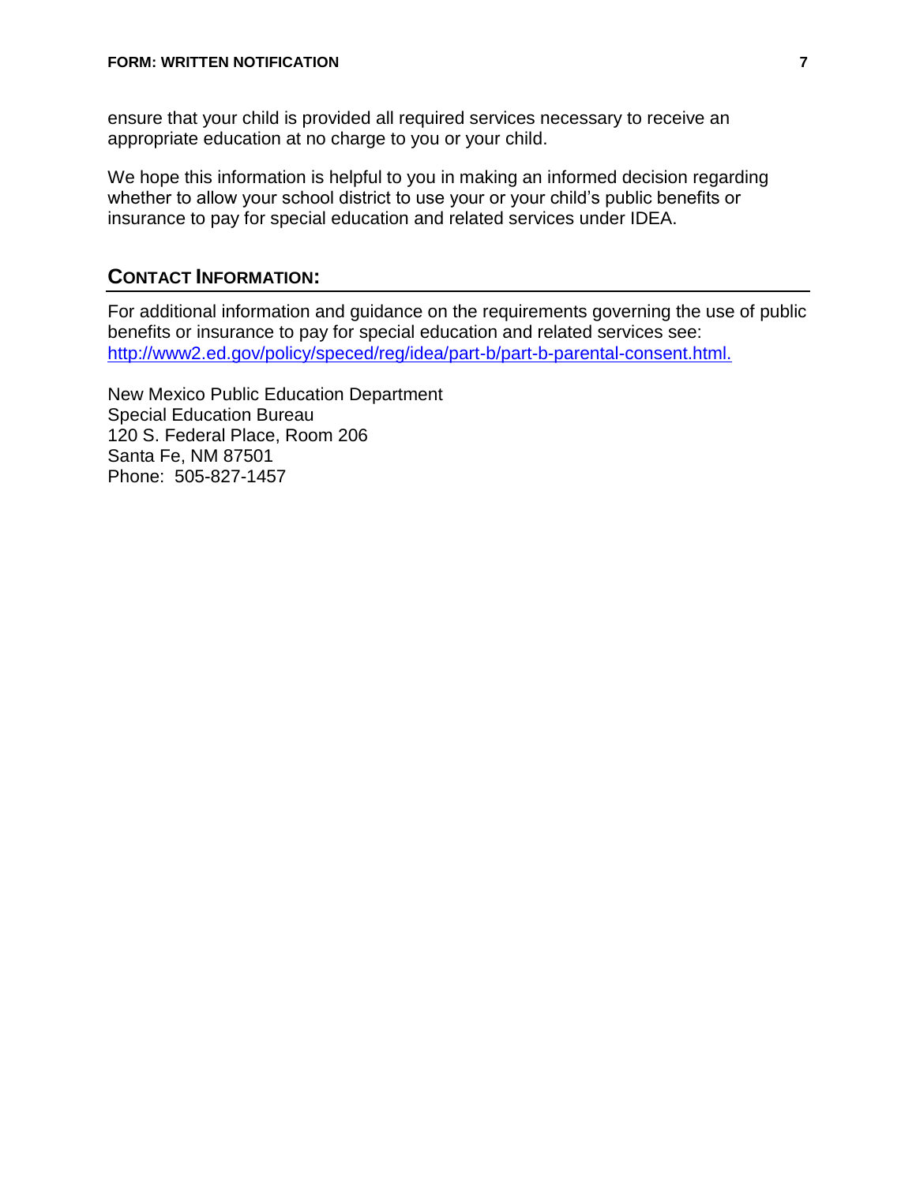ensure that your child is provided all required services necessary to receive an appropriate education at no charge to you or your child.

We hope this information is helpful to you in making an informed decision regarding whether to allow your school district to use your or your child's public benefits or insurance to pay for special education and related services under IDEA.

## CONTACT INFORMATION:

For additional information and guidance on the requirements governing the use of public benefits or insurance to pay for special education and related services see: [http://www2.ed.gov/policy/speced/reg/idea/part-b/part-b-parental-consent.html.](http://www2.ed.gov/policy/speced/reg/idea/part-b/part-b-parental-consent.html)

New Mexico Public Education Department
Special Education Bureau
120 S. Federal Place, Room 206
Santa Fe, NM 87501
Phone: 505-827-1457